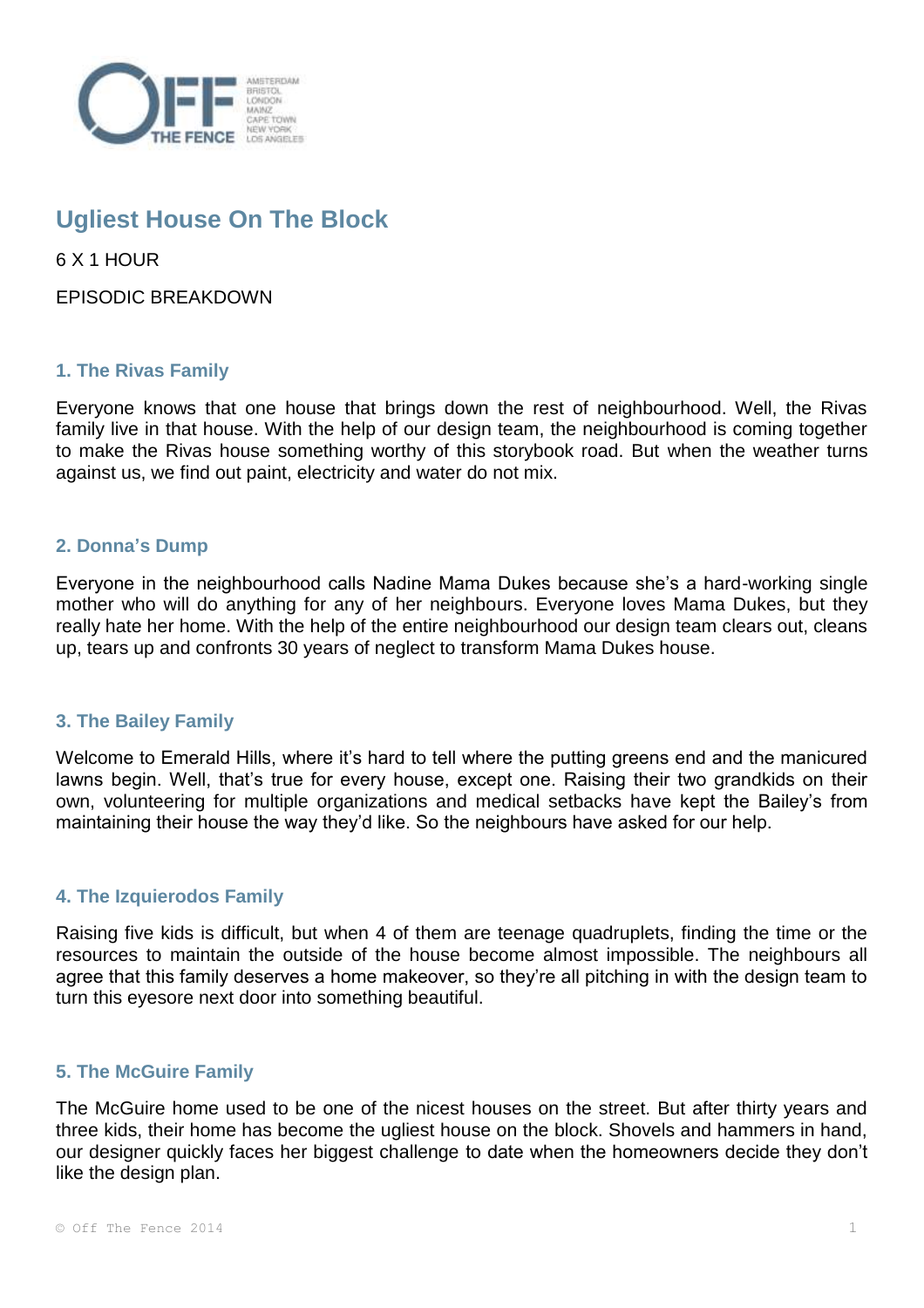# Ugliest House On The Block

6 X 1 HOUR

EPISODIC BREAKDOWN

## 1. The Rivas Family

Everyone knows that one house that brings down the rest of neighbourhood. Well, the Rivas family live in that house. With the help of our design team, the neighbourhood is coming together to make the Rivas house something worthy of this storybook road. But when the weather turns against us, we find out paint, electricity and water do not mix.

## 2. Donna's Dump

Everyone in the neighbourhood calls Nadine Mama Dukes because she's a hard-working single mother who will do anything for any of her neighbours. Everyone loves Mama Dukes, but they really hate her home. With the help of the entire neighbourhood our design team clears out, cleans up, tears up and confronts 30 years of neglect to transform Mama Dukes house.

## 3. The Bailey Family

Welcome to Emerald Hills, where it's hard to tell where the putting greens end and the manicured lawns begin. Well, that's true for every house, except one. Raising their two grandkids on their own, volunteering for multiple organizations and medical setbacks have kept the Bailey's from maintaining their house the way they'd like. So the neighbours have asked for our help.

## 4. The Izquierodos Family

Raising five kids is difficult, but when 4 of them are teenage quadruplets, finding the time or the resources to maintain the outside of the house become almost impossible. The neighbours all agree that this family deserves a home makeover, so they're all pitching in with the design team to turn this eyesore next door into something beautiful.

## 5. The McGuire Family

The McGuire home used to be one of the nicest houses on the street. But after thirty years and three kids, their home has become the ugliest house on the block. Shovels and hammers in hand, our designer quickly faces her biggest challenge to date when the homeowners decide they don't like the design plan.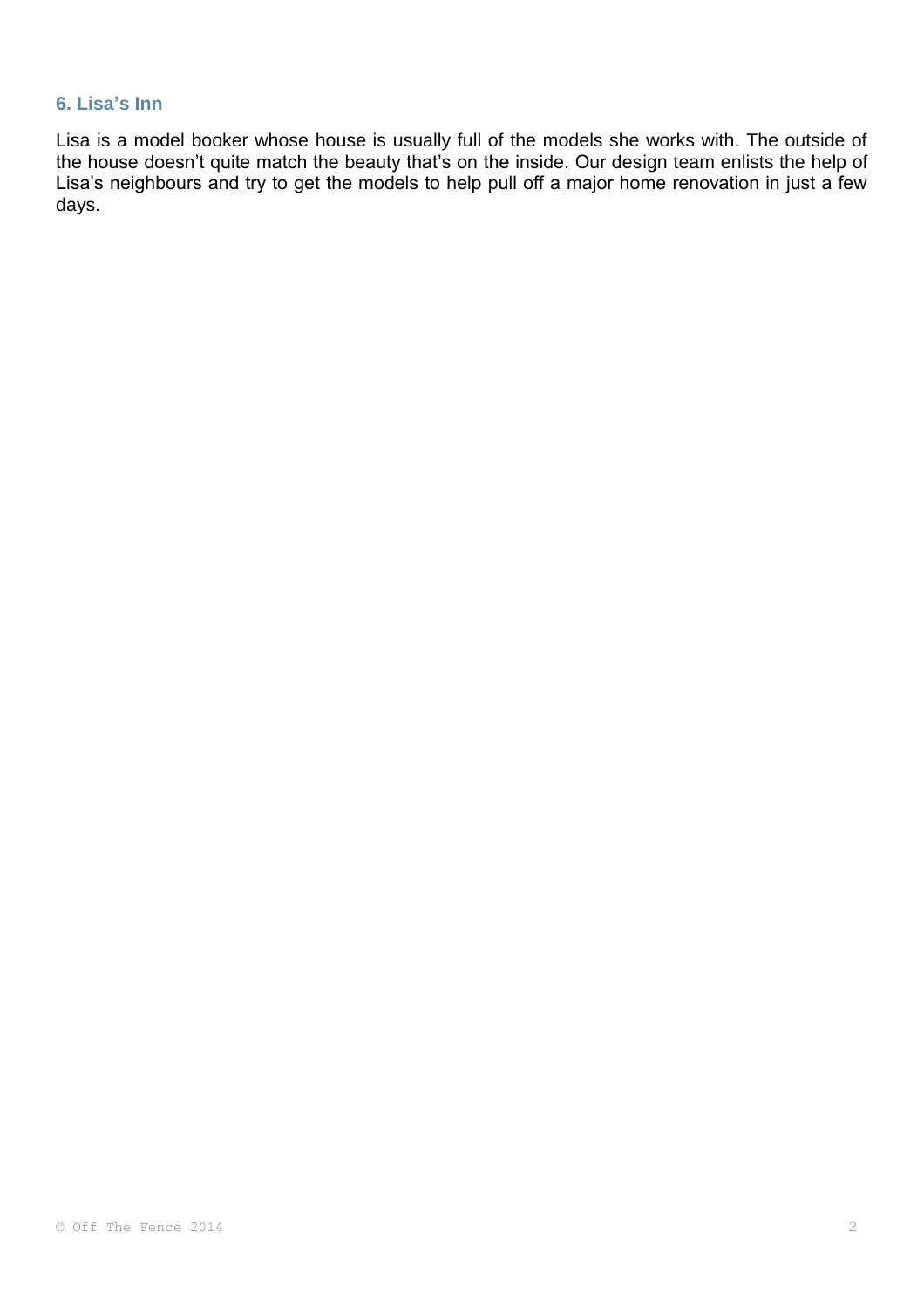### 6. Lisa's Inn

Lisa is a model booker whose house is usually full of the models she works with. The outside of the house doesn't quite match the beauty that's on the inside. Our design team enlists the help of Lisa's neighbours and try to get the models to help pull off a major home renovation in just a few days.